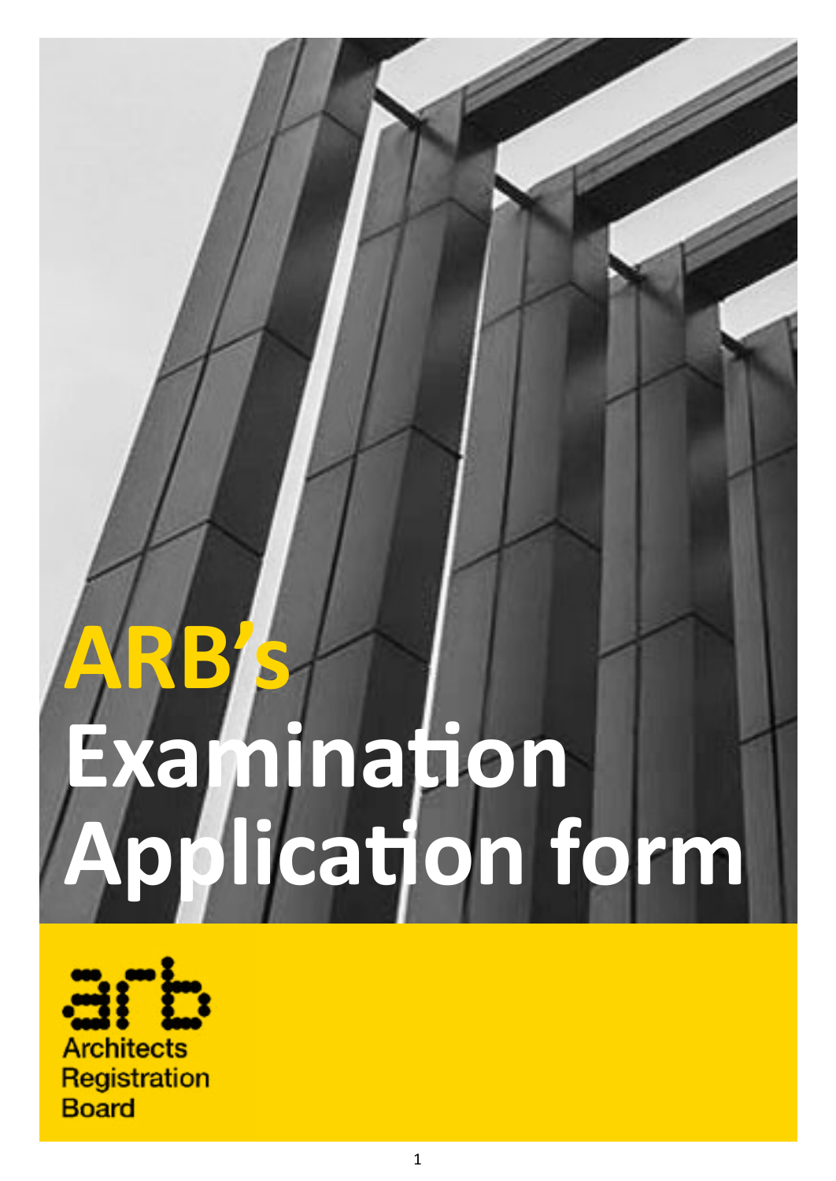# ARB's Examination Application form

Architects Registration Board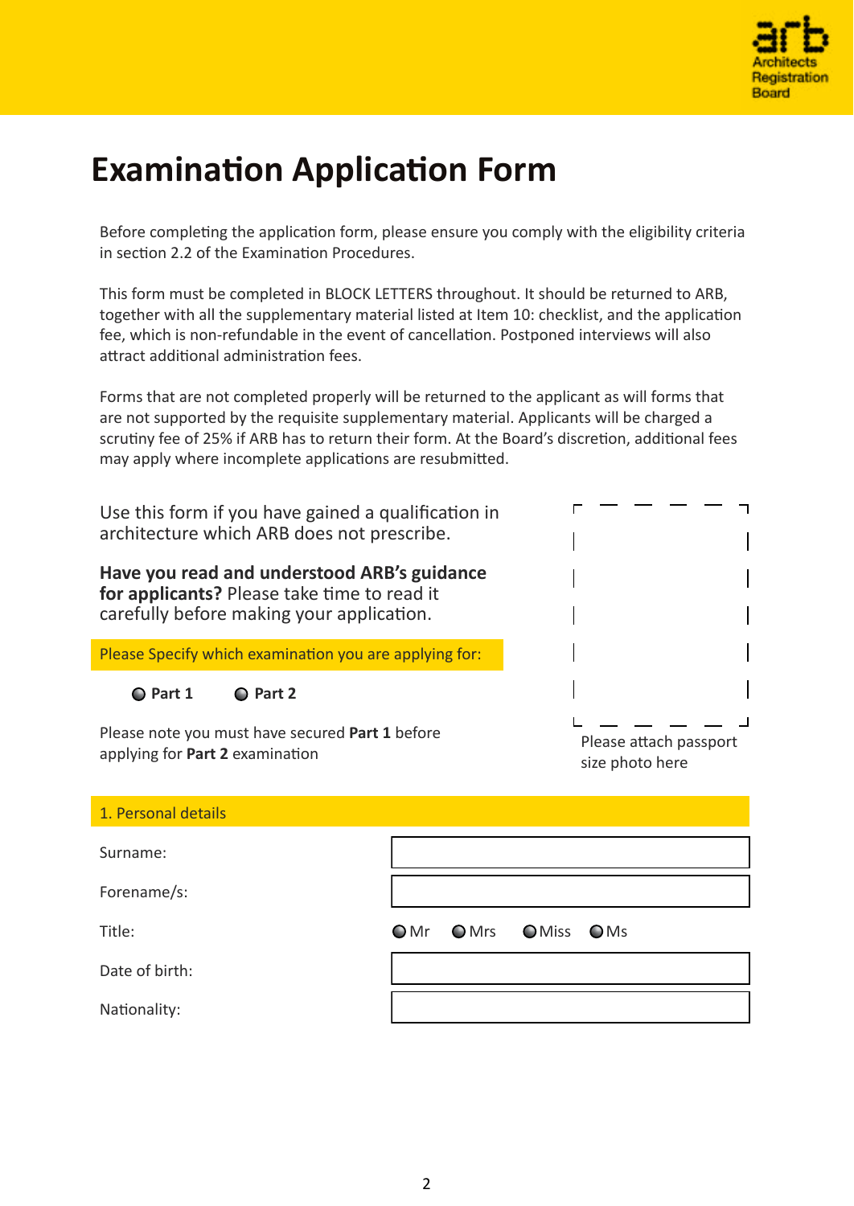# Examination Application Form

Before completing the application form, please ensure you comply with the eligibility criteria in section 2.2 of the Examination Procedures.

This form must be completed in BLOCK LETTERS throughout. It should be returned to ARB, together with all the supplementary material listed at Item 10: checklist, and the application fee, which is non-refundable in the event of cancellation. Postponed interviews will also attract additional administration fees.

Forms that are not completed properly will be returned to the applicant as will forms that are not supported by the requisite supplementary material. Applicants will be charged a scrutiny fee of 25% if ARB has to return their form. At the Board's discretion, additional fees may apply where incomplete applications are resubmitted.

Use this form if you have gained a qualification in architecture which ARB does not prescribe.

**Have you read and understood ARB's guidance for applicants?** Please take time to read it carefully before making your application.

Please Specify which examination you are applying for:

- ○ **Part 1**
- ○ **Part 2**

Please note you must have secured **Part 1** before applying for **Part 2** examination

Please attach passport size photo here

## 1. Personal details

| | |
|---|---|
| Surname: | |
| Forename/s: | |
| Title: | ○ Mr ○ Mrs ○ Miss ○ Ms |
| Date of birth: | |
| Nationality: | |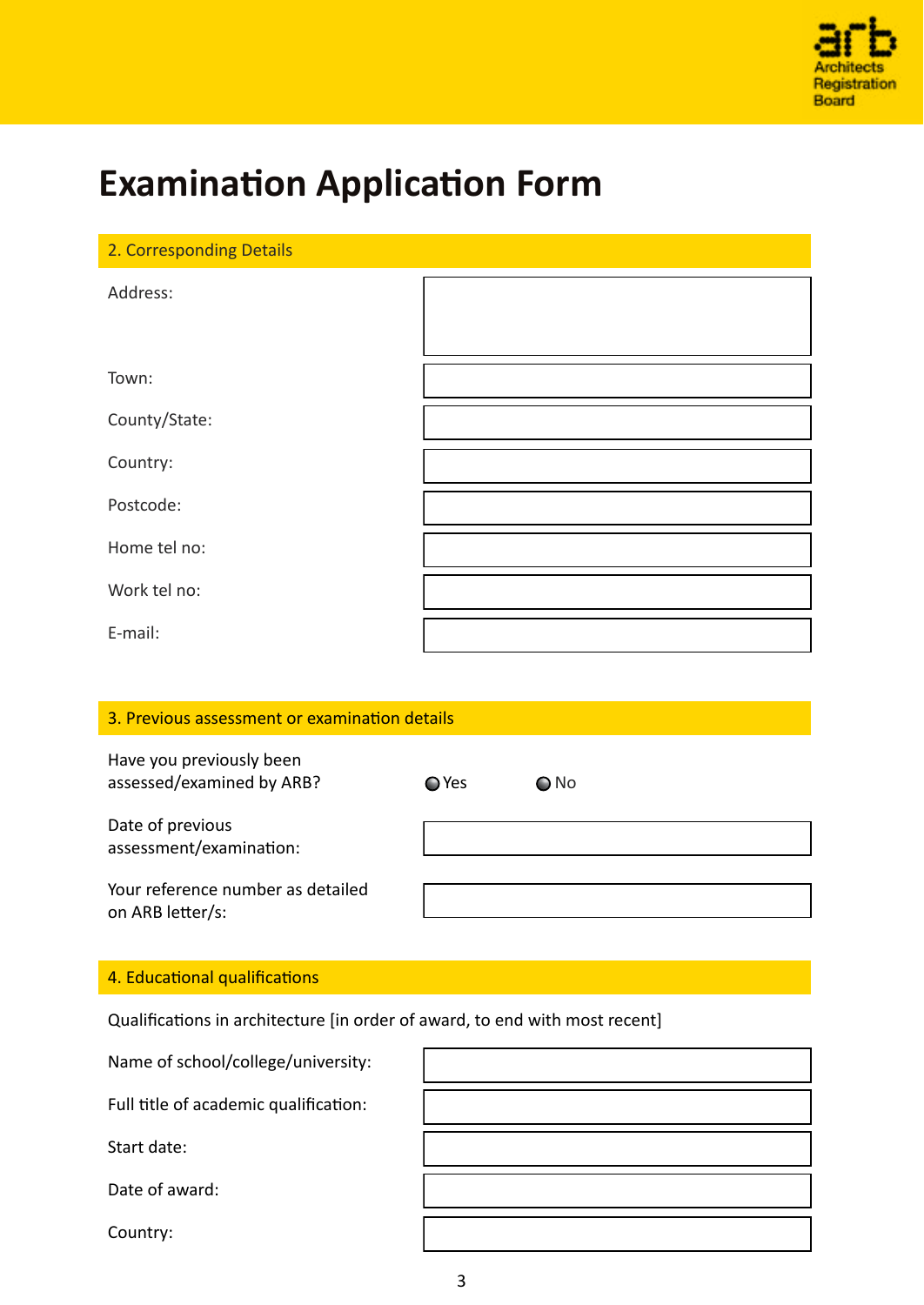# Examination Application Form

## 2. Corresponding Details

| | |
|---|---|
| Address: | |
| Town: | |
| County/State: | |
| Country: | |
| Postcode: | |
| Home tel no: | |
| Work tel no: | |
| E-mail: | |

## 3. Previous assessment or examination details

| | |
|---|---|
| Have you previously been assessed/examined by ARB? | ○ Yes ○ No |
| Date of previous assessment/examination: | |
| Your reference number as detailed on ARB letter/s: | |

## 4. Educational qualifications

Qualifications in architecture [in order of award, to end with most recent]

| | |
|---|---|
| Name of school/college/university: | |
| Full title of academic qualification: | |
| Start date: | |
| Date of award: | |
| Country: | |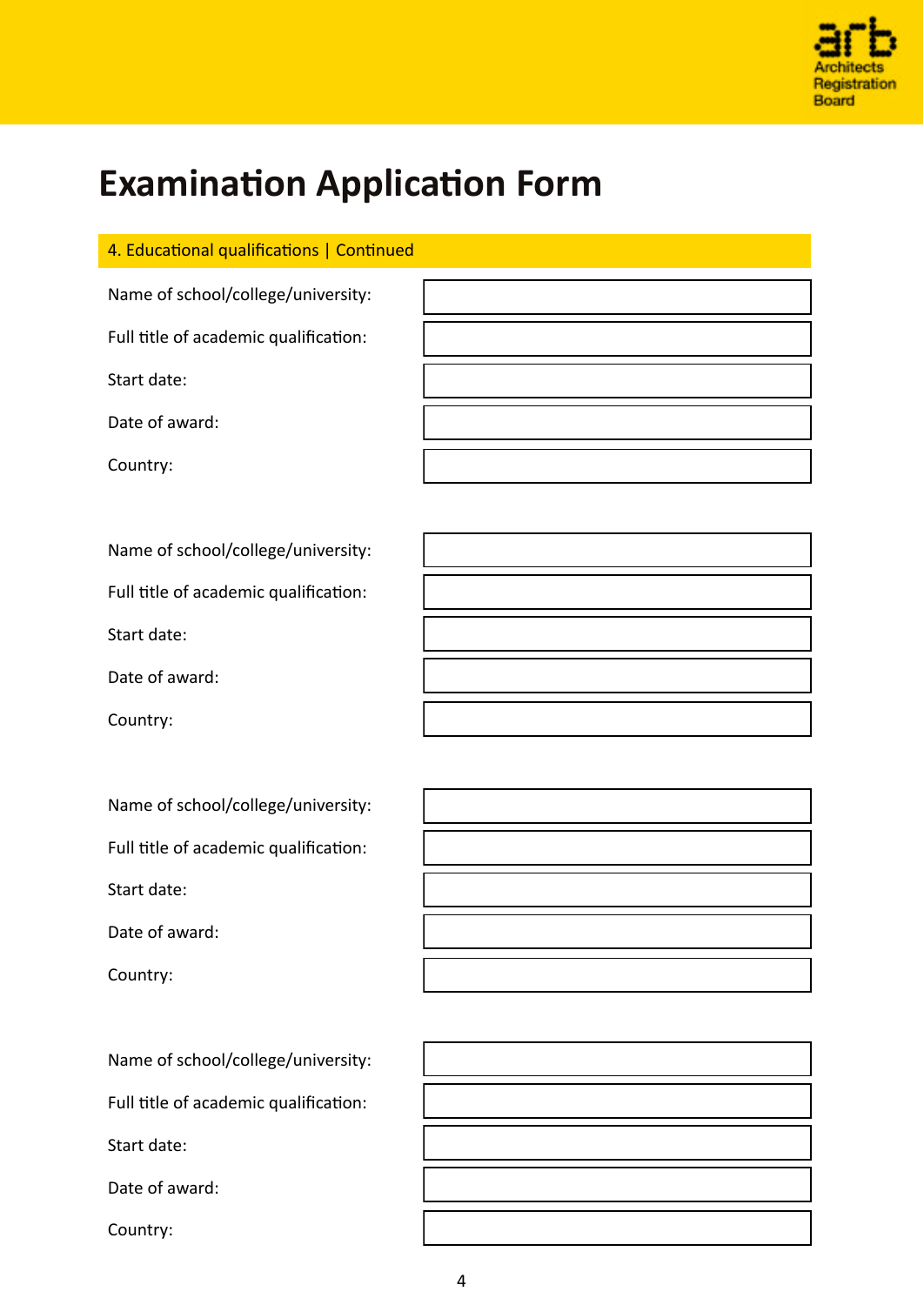# Examination Application Form

## 4. Educational qualifications | Continued

| | |
|---|---|
| Name of school/college/university: | |
| Full title of academic qualification: | |
| Start date: | |
| Date of award: | |
| Country: | |

| | |
|---|---|
| Name of school/college/university: | |
| Full title of academic qualification: | |
| Start date: | |
| Date of award: | |
| Country: | |

| | |
|---|---|
| Name of school/college/university: | |
| Full title of academic qualification: | |
| Start date: | |
| Date of award: | |
| Country: | |

| | |
|---|---|
| Name of school/college/university: | |
| Full title of academic qualification: | |
| Start date: | |
| Date of award: | |
| Country: | |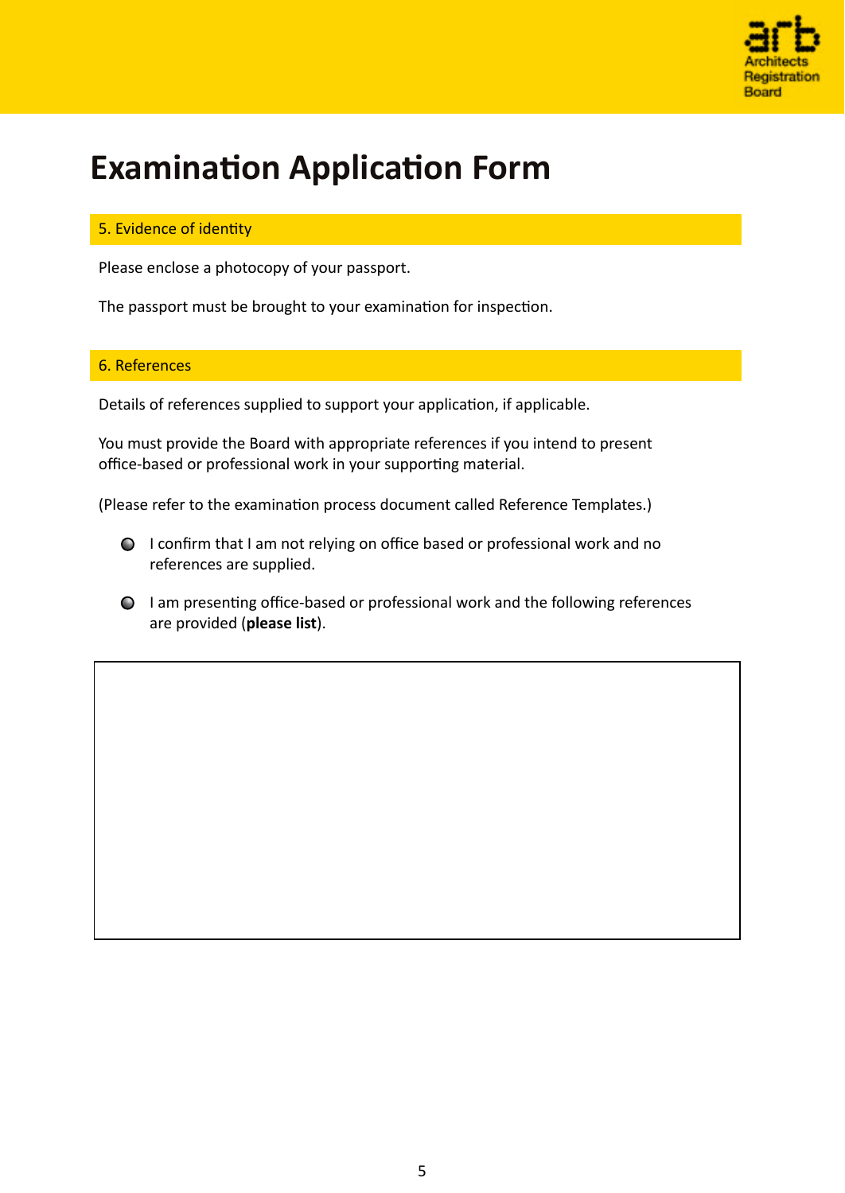# Examination Application Form

## 5. Evidence of identity

Please enclose a photocopy of your passport.

The passport must be brought to your examination for inspection.

## 6. References

Details of references supplied to support your application, if applicable.

You must provide the Board with appropriate references if you intend to present office-based or professional work in your supporting material.

(Please refer to the examination process document called Reference Templates.)

- ○ I confirm that I am not relying on office based or professional work and no references are supplied.
- ○ I am presenting office-based or professional work and the following references are provided (**please list**).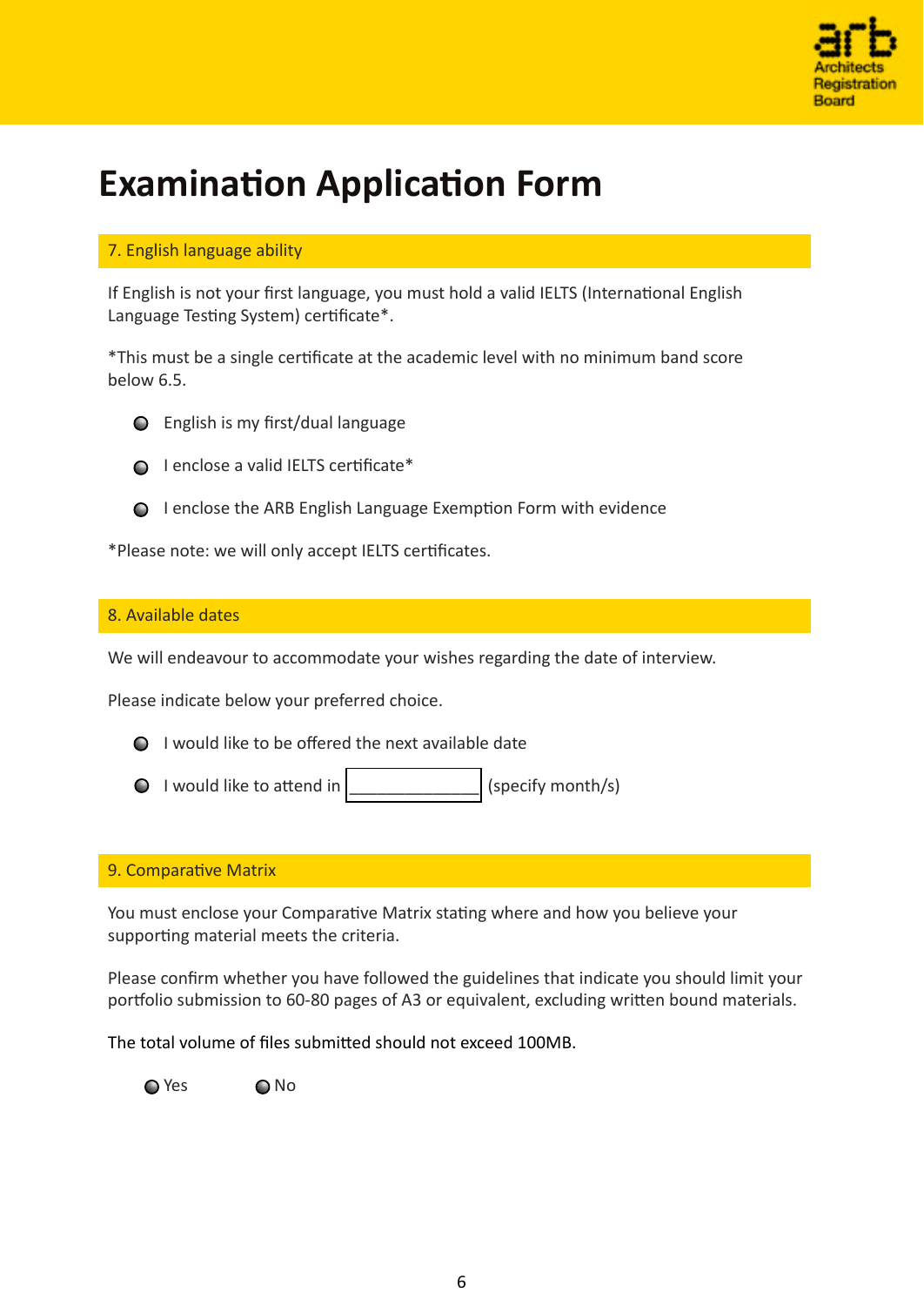# Examination Application Form

## 7. English language ability

If English is not your first language, you must hold a valid IELTS (International English Language Testing System) certificate*.

*This must be a single certificate at the academic level with no minimum band score below 6.5.

- English is my first/dual language
- I enclose a valid IELTS certificate*
- I enclose the ARB English Language Exemption Form with evidence

*Please note: we will only accept IELTS certificates.

## 8. Available dates

We will endeavour to accommodate your wishes regarding the date of interview.

Please indicate below your preferred choice.

- I would like to be offered the next available date
- I would like to attend in ______________ (specify month/s)

## 9. Comparative Matrix

You must enclose your Comparative Matrix stating where and how you believe your supporting material meets the criteria.

Please confirm whether you have followed the guidelines that indicate you should limit your portfolio submission to 60-80 pages of A3 or equivalent, excluding written bound materials.

The total volume of files submitted should not exceed 100MB.

- Yes
- No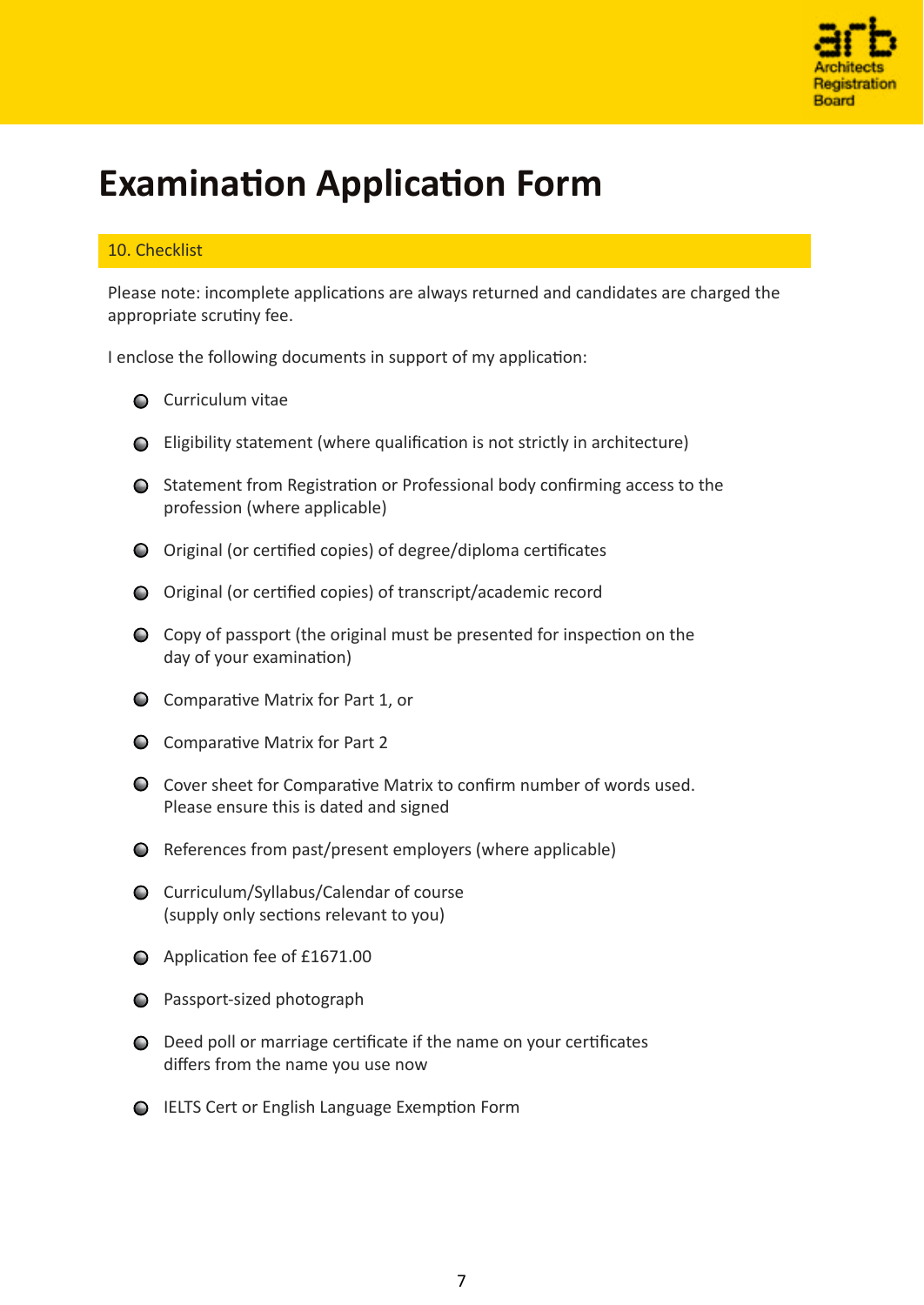# Examination Application Form

## 10. Checklist

Please note: incomplete applications are always returned and candidates are charged the appropriate scrutiny fee.

I enclose the following documents in support of my application:

- Curriculum vitae
- Eligibility statement (where qualification is not strictly in architecture)
- Statement from Registration or Professional body confirming access to the profession (where applicable)
- Original (or certified copies) of degree/diploma certificates
- Original (or certified copies) of transcript/academic record
- Copy of passport (the original must be presented for inspection on the day of your examination)
- Comparative Matrix for Part 1, or
- Comparative Matrix for Part 2
- Cover sheet for Comparative Matrix to confirm number of words used. Please ensure this is dated and signed
- References from past/present employers (where applicable)
- Curriculum/Syllabus/Calendar of course (supply only sections relevant to you)
- Application fee of £1671.00
- Passport-sized photograph
- Deed poll or marriage certificate if the name on your certificates differs from the name you use now
- IELTS Cert or English Language Exemption Form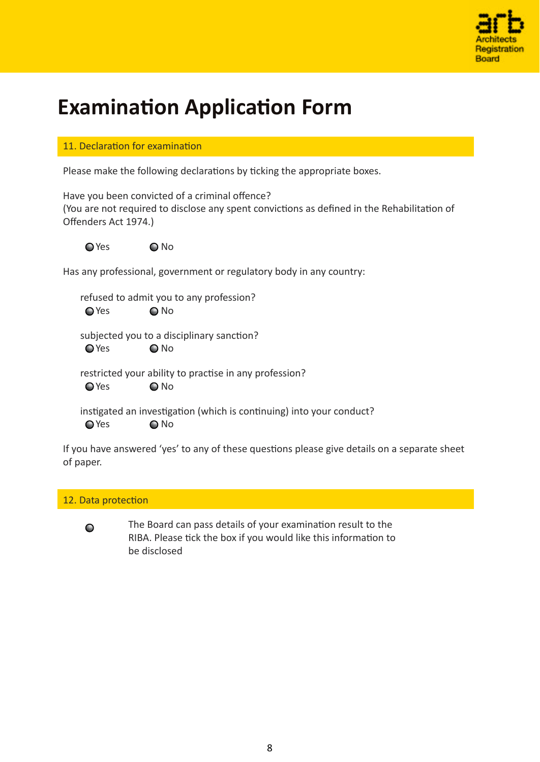# Examination Application Form

## 11. Declaration for examination

Please make the following declarations by ticking the appropriate boxes.

Have you been convicted of a criminal offence?
(You are not required to disclose any spent convictions as defined in the Rehabilitation of Offenders Act 1974.)

- Yes
- No

Has any professional, government or regulatory body in any country:

refused to admit you to any profession?

- Yes
- No

subjected you to a disciplinary sanction?

- Yes
- No

restricted your ability to practise in any profession?

- Yes
- No

instigated an investigation (which is continuing) into your conduct?

- Yes
- No

If you have answered 'yes' to any of these questions please give details on a separate sheet of paper.

## 12. Data protection

- The Board can pass details of your examination result to the RIBA. Please tick the box if you would like this information to be disclosed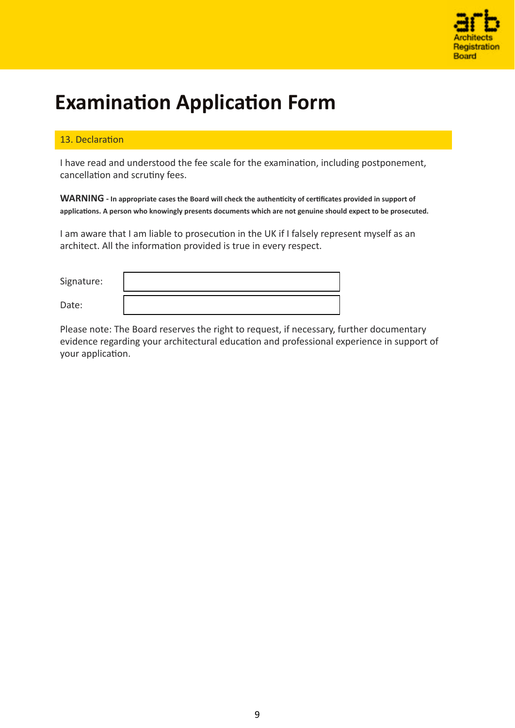# Examination Application Form

## 13. Declaration

I have read and understood the fee scale for the examination, including postponement, cancellation and scrutiny fees.

**WARNING - In appropriate cases the Board will check the authenticity of certificates provided in support of applications. A person who knowingly presents documents which are not genuine should expect to be prosecuted.**

I am aware that I am liable to prosecution in the UK if I falsely represent myself as an architect. All the information provided is true in every respect.

| | |
|---|---|
| Signature: | |
| Date: | |

Please note: The Board reserves the right to request, if necessary, further documentary evidence regarding your architectural education and professional experience in support of your application.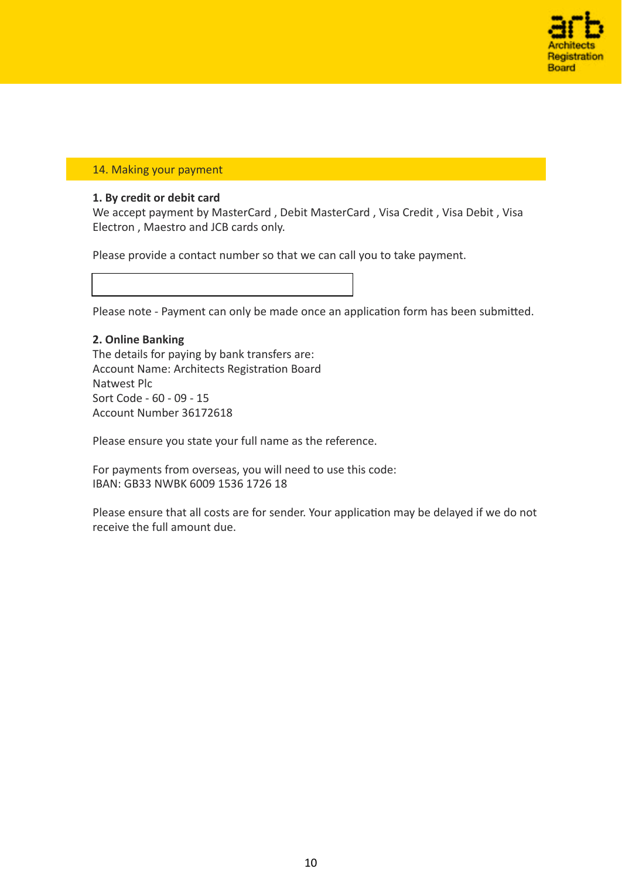## 14. Making your payment

**1. By credit or debit card**

We accept payment by MasterCard , Debit MasterCard , Visa Credit , Visa Debit , Visa Electron , Maestro and JCB cards only.

Please provide a contact number so that we can call you to take payment.

| |
|---|

Please note - Payment can only be made once an application form has been submitted.

**2. Online Banking**

The details for paying by bank transfers are:
Account Name: Architects Registration Board
Natwest Plc
Sort Code - 60 - 09 - 15
Account Number 36172618

Please ensure you state your full name as the reference.

For payments from overseas, you will need to use this code:
IBAN: GB33 NWBK 6009 1536 1726 18

Please ensure that all costs are for sender. Your application may be delayed if we do not receive the full amount due.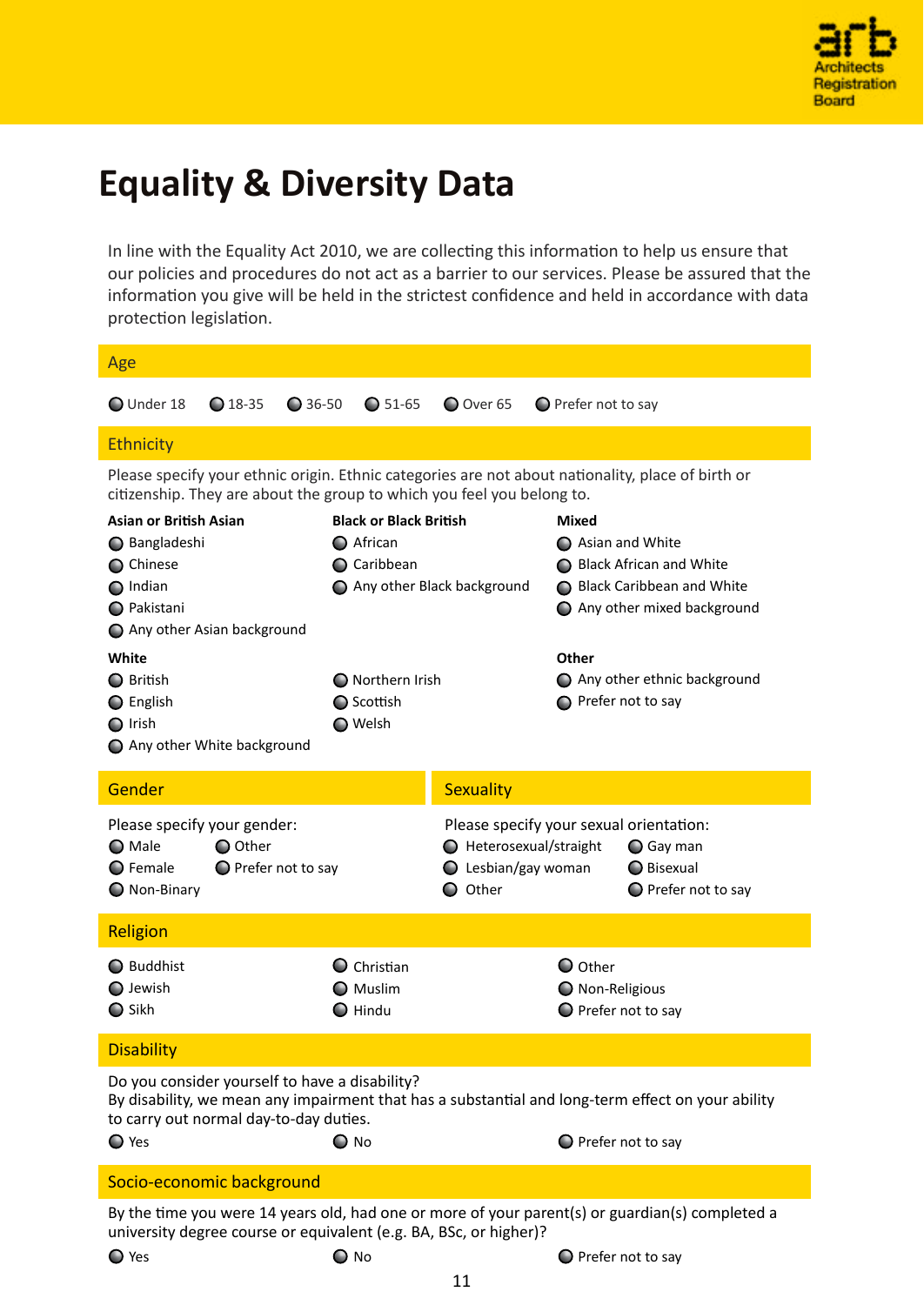# Equality & Diversity Data

In line with the Equality Act 2010, we are collecting this information to help us ensure that our policies and procedures do not act as a barrier to our services. Please be assured that the information you give will be held in the strictest confidence and held in accordance with data protection legislation.

## Age

- Under 18
- 18-35
- 36-50
- 51-65
- Over 65
- Prefer not to say

## Ethnicity

Please specify your ethnic origin. Ethnic categories are not about nationality, place of birth or citizenship. They are about the group to which you feel you belong to.

**Asian or British Asian**

- Bangladeshi
- Chinese
- Indian
- Pakistani
- Any other Asian background

**Black or Black British**

- African
- Caribbean
- Any other Black background

**Mixed**

- Asian and White
- Black African and White
- Black Caribbean and White
- Any other mixed background

**White**

- British
- English
- Irish
- Any other White background
- Northern Irish
- Scottish
- Welsh

**Other**

- Any other ethnic background
- Prefer not to say

## Gender

Please specify your gender:

- Male
- Female
- Non-Binary
- Other
- Prefer not to say

## Sexuality

Please specify your sexual orientation:

- Heterosexual/straight
- Lesbian/gay woman
- Other
- Gay man
- Bisexual
- Prefer not to say

## Religion

- Buddhist
- Jewish
- Sikh
- Christian
- Muslim
- Hindu
- Other
- Non-Religious
- Prefer not to say

## Disability

Do you consider yourself to have a disability?
By disability, we mean any impairment that has a substantial and long-term effect on your ability to carry out normal day-to-day duties.

- Yes
- No
- Prefer not to say

## Socio-economic background

By the time you were 14 years old, had one or more of your parent(s) or guardian(s) completed a university degree course or equivalent (e.g. BA, BSc, or higher)?

- Yes
- No
- Prefer not to say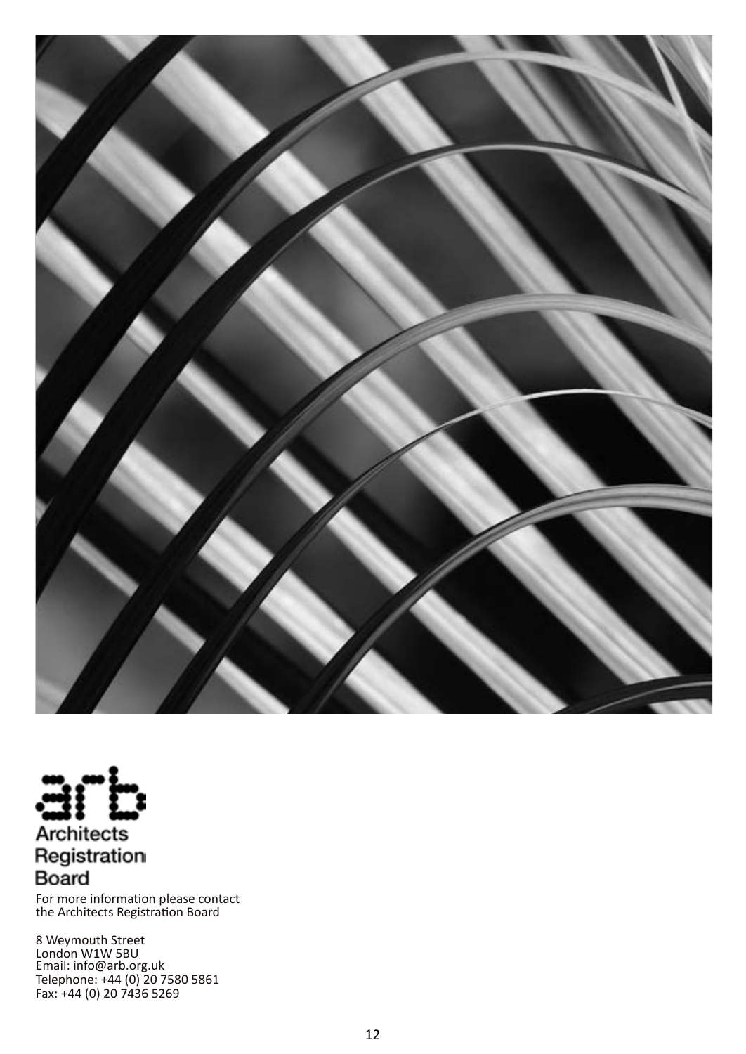Architects Registration Board

For more information please contact the Architects Registration Board

8 Weymouth Street
London W1W 5BU
Email: info@arb.org.uk
Telephone: +44 (0) 20 7580 5861
Fax: +44 (0) 20 7436 5269